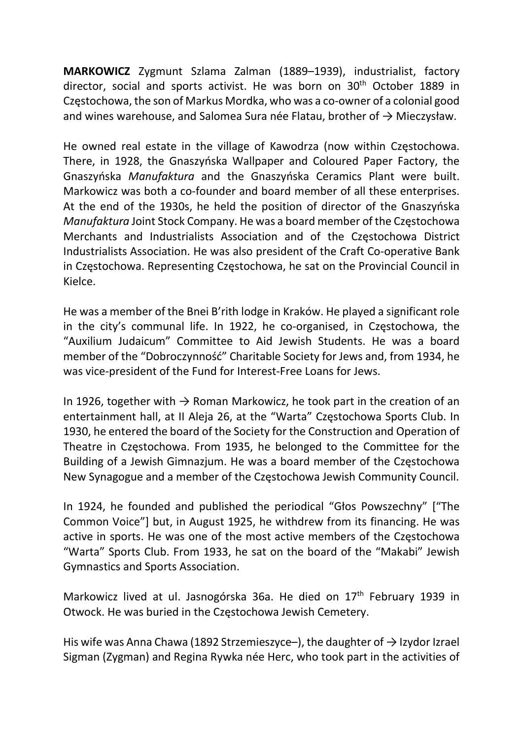**MARKOWICZ** Zygmunt Szlama Zalman (1889–1939), industrialist, factory director, social and sports activist. He was born on 30th October 1889 in Częstochowa, the son of Markus Mordka, who was a co-owner of a colonial good and wines warehouse, and Salomea Sura née Flatau, brother of → Mieczysław.

He owned real estate in the village of Kawodrza (now within Częstochowa. There, in 1928, the Gnaszyńska Wallpaper and Coloured Paper Factory, the Gnaszyńska *Manufaktura* and the Gnaszyńska Ceramics Plant were built. Markowicz was both a co-founder and board member of all these enterprises. At the end of the 1930s, he held the position of director of the Gnaszyńska *Manufaktura* Joint Stock Company. He was a board member of the Częstochowa Merchants and Industrialists Association and of the Częstochowa District Industrialists Association. He was also president of the Craft Co-operative Bank in Częstochowa. Representing Częstochowa, he sat on the Provincial Council in Kielce.

He was a member of the Bnei B'rith lodge in Kraków. He played a significant role in the city's communal life. In 1922, he co-organised, in Częstochowa, the "Auxilium Judaicum" Committee to Aid Jewish Students. He was a board member of the "Dobroczynność" Charitable Society for Jews and, from 1934, he was vice-president of the Fund for Interest-Free Loans for Jews.

In 1926, together with → Roman Markowicz, he took part in the creation of an entertainment hall, at II Aleja 26, at the "Warta" Częstochowa Sports Club. In 1930, he entered the board of the Society for the Construction and Operation of Theatre in Częstochowa. From 1935, he belonged to the Committee for the Building of a Jewish Gimnazjum. He was a board member of the Częstochowa New Synagogue and a member of the Częstochowa Jewish Community Council.

In 1924, he founded and published the periodical "Głos Powszechny" ["The Common Voice"] but, in August 1925, he withdrew from its financing. He was active in sports. He was one of the most active members of the Częstochowa "Warta" Sports Club. From 1933, he sat on the board of the "Makabi" Jewish Gymnastics and Sports Association.

Markowicz lived at ul. Jasnogórska 36a. He died on 17th February 1939 in Otwock. He was buried in the Częstochowa Jewish Cemetery.

His wife was Anna Chawa (1892 Strzemieszyce–), the daughter of → Izydor Izrael Sigman (Zygman) and Regina Rywka née Herc, who took part in the activities of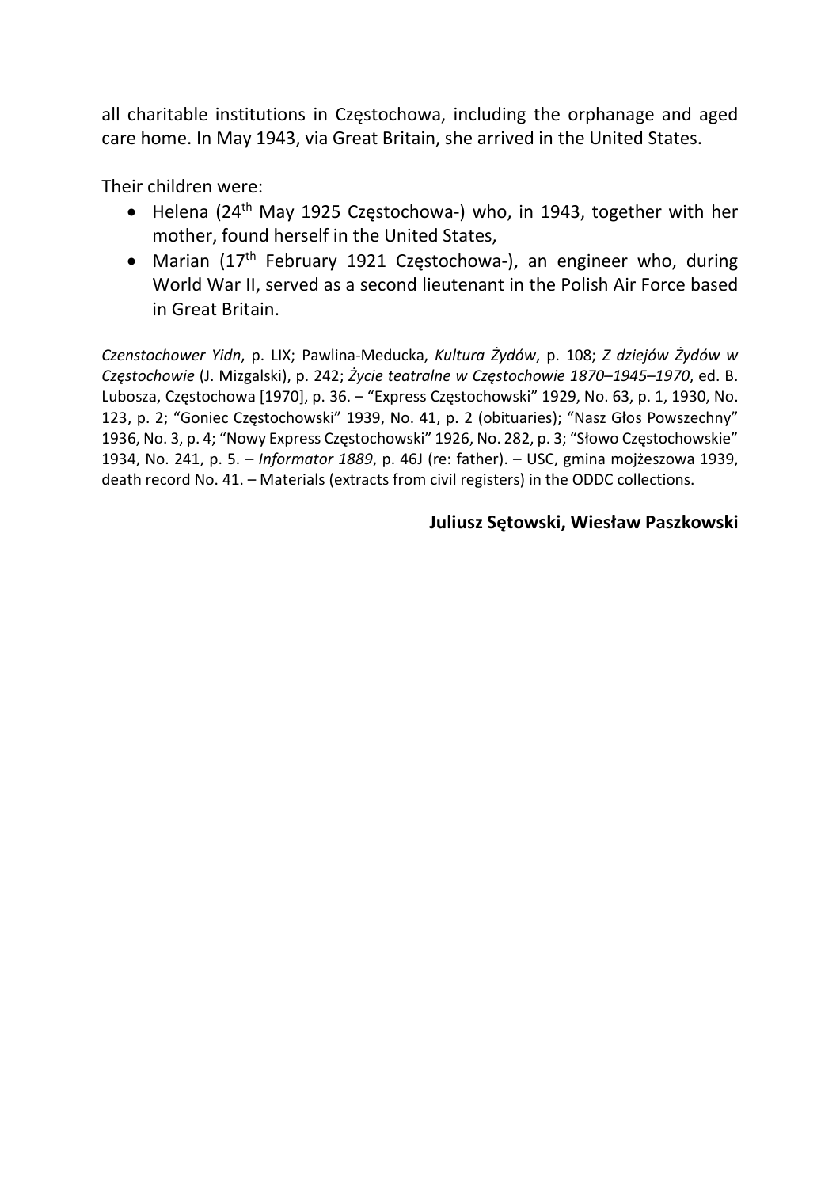all charitable institutions in Częstochowa, including the orphanage and aged care home. In May 1943, via Great Britain, she arrived in the United States.

Their children were:

- Helena (24th May 1925 Częstochowa-) who, in 1943, together with her mother, found herself in the United States,
- Marian (17th February 1921 Częstochowa-), an engineer who, during World War II, served as a second lieutenant in the Polish Air Force based in Great Britain.

*Czenstochower Yidn*, p. LIX; Pawlina-Meducka, *Kultura Żydów*, p. 108; *Z dziejów Żydów w Częstochowie* (J. Mizgalski), p. 242; *Życie teatralne w Częstochowie 1870–1945–1970*, ed. B. Lubosza, Częstochowa [1970], p. 36. – "Express Częstochowski" 1929, No. 63, p. 1, 1930, No. 123, p. 2; "Goniec Częstochowski" 1939, No. 41, p. 2 (obituaries); "Nasz Głos Powszechny" 1936, No. 3, p. 4; "Nowy Express Częstochowski" 1926, No. 282, p. 3; "Słowo Częstochowskie" 1934, No. 241, p. 5. – *Informator 1889*, p. 46J (re: father). – USC, gmina mojżeszowa 1939, death record No. 41. – Materials (extracts from civil registers) in the ODDC collections.

**Juliusz Sętowski, Wiesław Paszkowski**